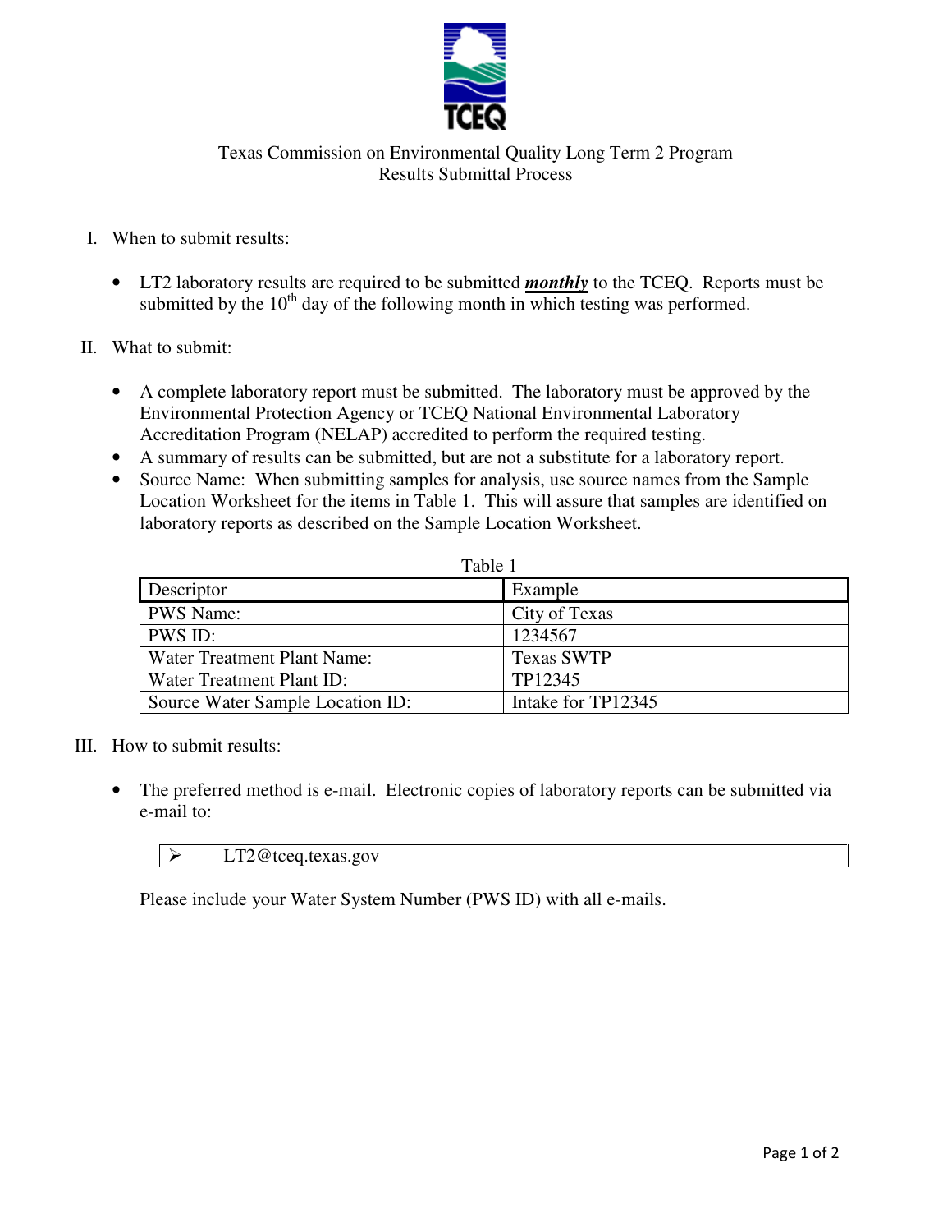# Texas Commission on Environmental Quality Long Term 2 Program
## Results Submittal Process

I. When to submit results:

- LT2 laboratory results are required to be submitted ***monthly*** to the TCEQ. Reports must be submitted by the 10th day of the following month in which testing was performed.

II. What to submit:

- A complete laboratory report must be submitted. The laboratory must be approved by the Environmental Protection Agency or TCEQ National Environmental Laboratory Accreditation Program (NELAP) accredited to perform the required testing.
- A summary of results can be submitted, but are not a substitute for a laboratory report.
- Source Name: When submitting samples for analysis, use source names from the Sample Location Worksheet for the items in Table 1. This will assure that samples are identified on laboratory reports as described on the Sample Location Worksheet.

Table 1

| Descriptor | Example |
|---|---|
| PWS Name: | City of Texas |
| PWS ID: | 1234567 |
| Water Treatment Plant Name: | Texas SWTP |
| Water Treatment Plant ID: | TP12345 |
| Source Water Sample Location ID: | Intake for TP12345 |

III. How to submit results:

- The preferred method is e-mail. Electronic copies of laboratory reports can be submitted via e-mail to:

  - LT2@tceq.texas.gov

  Please include your Water System Number (PWS ID) with all e-mails.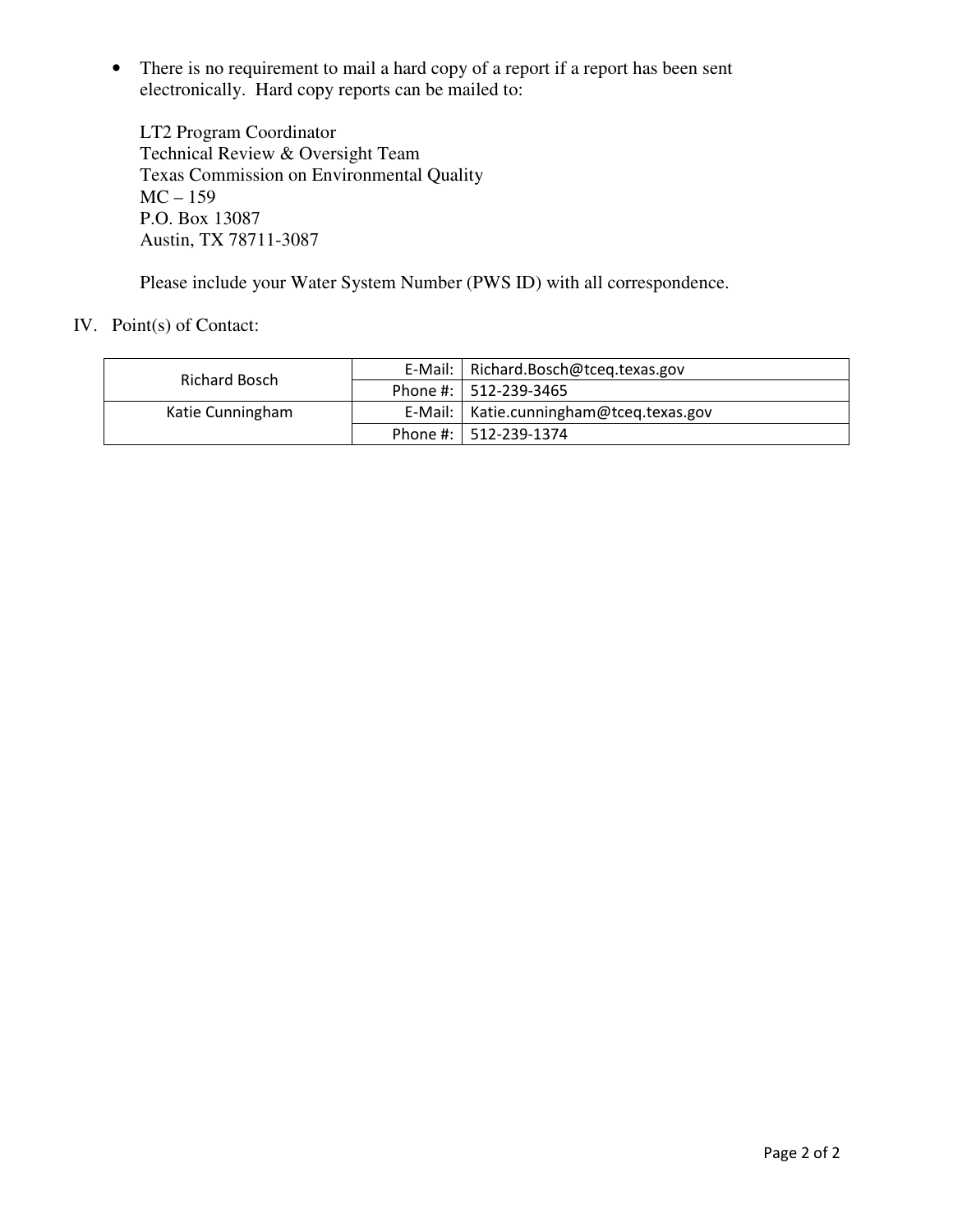- There is no requirement to mail a hard copy of a report if a report has been sent electronically. Hard copy reports can be mailed to:

  LT2 Program Coordinator
  Technical Review & Oversight Team
  Texas Commission on Environmental Quality
  MC – 159
  P.O. Box 13087
  Austin, TX 78711-3087

  Please include your Water System Number (PWS ID) with all correspondence.

IV. Point(s) of Contact:

| | | |
|---|---|---|
| Richard Bosch | E-Mail: | Richard.Bosch@tceq.texas.gov |
| | Phone #: | 512-239-3465 |
| Katie Cunningham | E-Mail: | Katie.cunningham@tceq.texas.gov |
| | Phone #: | 512-239-1374 |